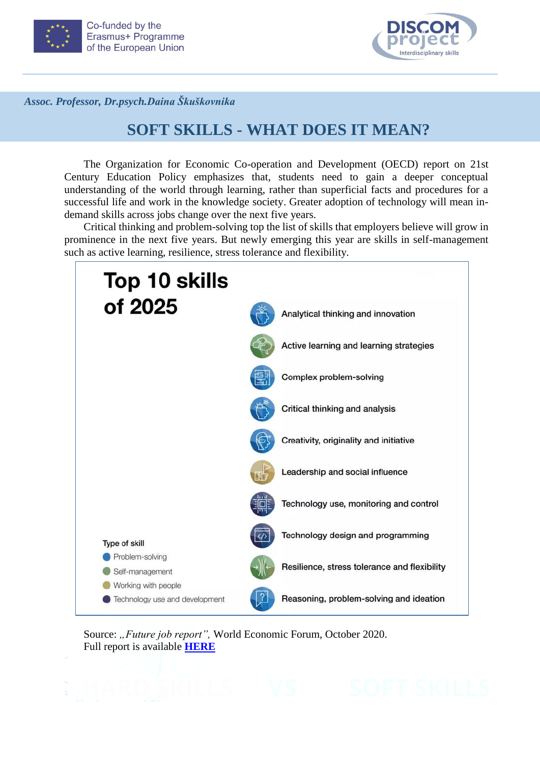Co-funded by the Erasmus+ Programme of the European Union

DISCOM project
Interdisciplinary skills

*Assoc. Professor, Dr.psych.Daina Škuškovnika*

# SOFT SKILLS - WHAT DOES IT MEAN?

The Organization for Economic Co-operation and Development (OECD) report on 21st Century Education Policy emphasizes that, students need to gain a deeper conceptual understanding of the world through learning, rather than superficial facts and procedures for a successful life and work in the knowledge society. Greater adoption of technology will mean in-demand skills across jobs change over the next five years.

Critical thinking and problem-solving top the list of skills that employers believe will grow in prominence in the next five years. But newly emerging this year are skills in self-management such as active learning, resilience, stress tolerance and flexibility.

**Top 10 skills of 2025**

Analytical thinking and innovation

Active learning and learning strategies

Complex problem-solving

Critical thinking and analysis

Creativity, originality and initiative

Leadership and social influence

Technology use, monitoring and control

Technology design and programming

Resilience, stress tolerance and flexibility

Reasoning, problem-solving and ideation

Type of skill

Problem-solving

Self-management

Working with people

Technology use and development

Source: *„Future job report",* World Economic Forum, October 2020.
Full report is available **HERE**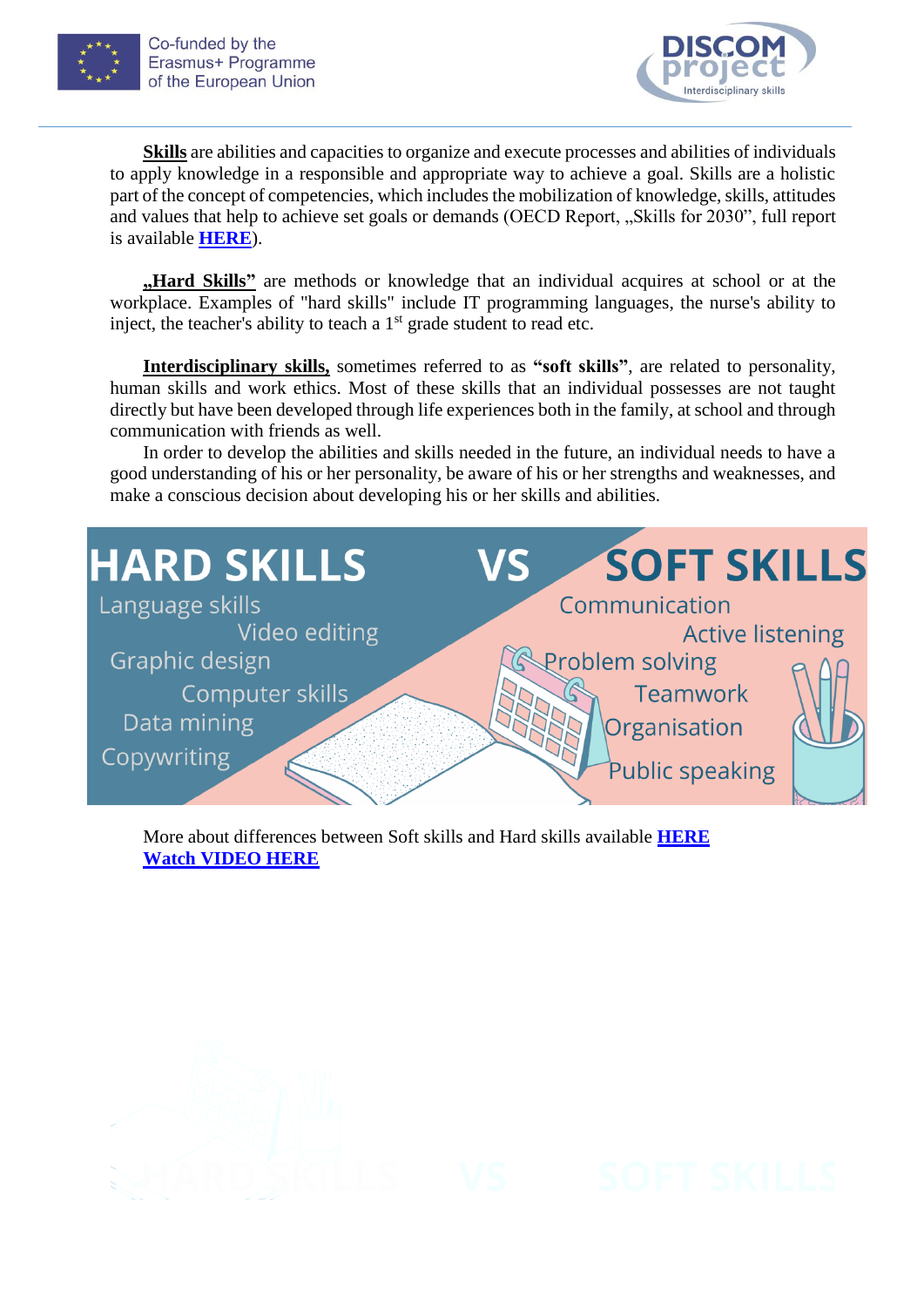**Skills** are abilities and capacities to organize and execute processes and abilities of individuals to apply knowledge in a responsible and appropriate way to achieve a goal. Skills are a holistic part of the concept of competencies, which includes the mobilization of knowledge, skills, attitudes and values that help to achieve set goals or demands (OECD Report, „Skills for 2030", full report is available **HERE**).

**„Hard Skills"** are methods or knowledge that an individual acquires at school or at the workplace. Examples of "hard skills" include IT programming languages, the nurse's ability to inject, the teacher's ability to teach a 1st grade student to read etc.

**Interdisciplinary skills,** sometimes referred to as **"soft skills"**, are related to personality, human skills and work ethics. Most of these skills that an individual possesses are not taught directly but have been developed through life experiences both in the family, at school and through communication with friends as well.

In order to develop the abilities and skills needed in the future, an individual needs to have a good understanding of his or her personality, be aware of his or her strengths and weaknesses, and make a conscious decision about developing his or her skills and abilities.

HARD SKILLS VS SOFT SKILLS

Language skills
Video editing
Graphic design
Computer skills
Data mining
Copywriting

Communication
Active listening
Problem solving
Teamwork
Organisation
Public speaking

More about differences between Soft skills and Hard skills available **HERE**

**Watch VIDEO HERE**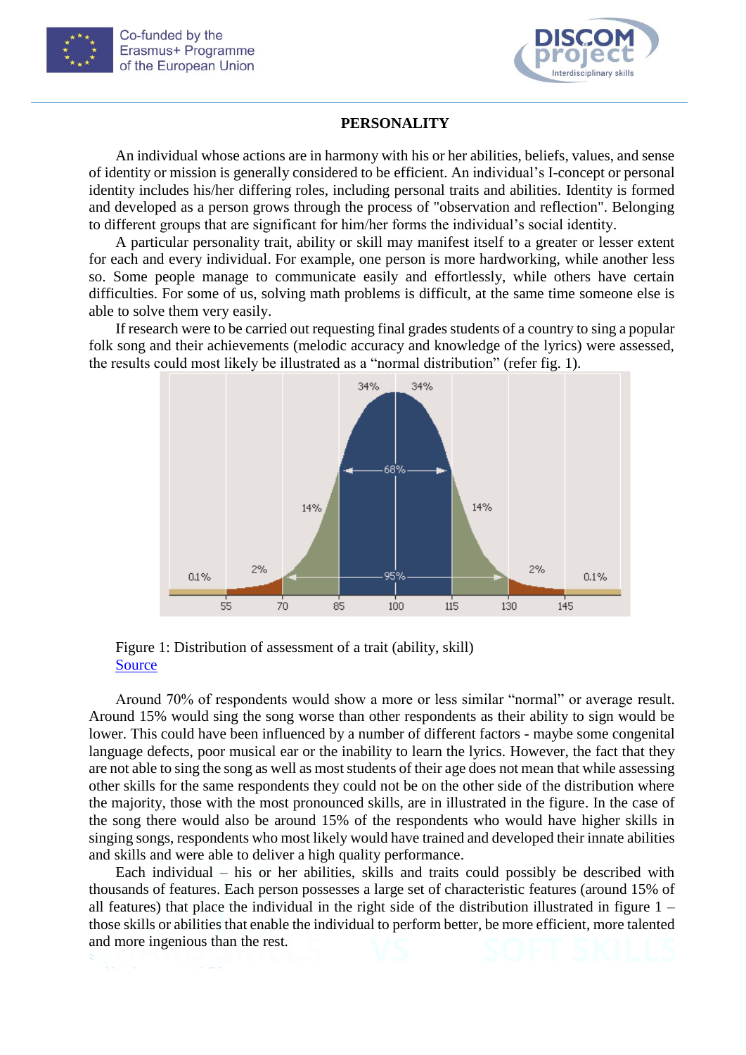# PERSONALITY

An individual whose actions are in harmony with his or her abilities, beliefs, values, and sense of identity or mission is generally considered to be efficient. An individual's I-concept or personal identity includes his/her differing roles, including personal traits and abilities. Identity is formed and developed as a person grows through the process of "observation and reflection". Belonging to different groups that are significant for him/her forms the individual's social identity.

A particular personality trait, ability or skill may manifest itself to a greater or lesser extent for each and every individual. For example, one person is more hardworking, while another less so. Some people manage to communicate easily and effortlessly, while others have certain difficulties. For some of us, solving math problems is difficult, at the same time someone else is able to solve them very easily.

If research were to be carried out requesting final grades students of a country to sing a popular folk song and their achievements (melodic accuracy and knowledge of the lyrics) were assessed, the results could most likely be illustrated as a "normal distribution" (refer fig. 1).

34%
34%
68%
14%
14%
2%
2%
0.1%
0.1%
95%
55
70
85
100
115
130
145

Figure 1: Distribution of assessment of a trait (ability, skill)
Source

Around 70% of respondents would show a more or less similar "normal" or average result. Around 15% would sing the song worse than other respondents as their ability to sign would be lower. This could have been influenced by a number of different factors - maybe some congenital language defects, poor musical ear or the inability to learn the lyrics. However, the fact that they are not able to sing the song as well as most students of their age does not mean that while assessing other skills for the same respondents they could not be on the other side of the distribution where the majority, those with the most pronounced skills, are in illustrated in the figure. In the case of the song there would also be around 15% of the respondents who would have higher skills in singing songs, respondents who most likely would have trained and developed their innate abilities and skills and were able to deliver a high quality performance.

Each individual – his or her abilities, skills and traits could possibly be described with thousands of features. Each person possesses a large set of characteristic features (around 15% of all features) that place the individual in the right side of the distribution illustrated in figure 1 – those skills or abilities that enable the individual to perform better, be more efficient, more talented and more ingenious than the rest.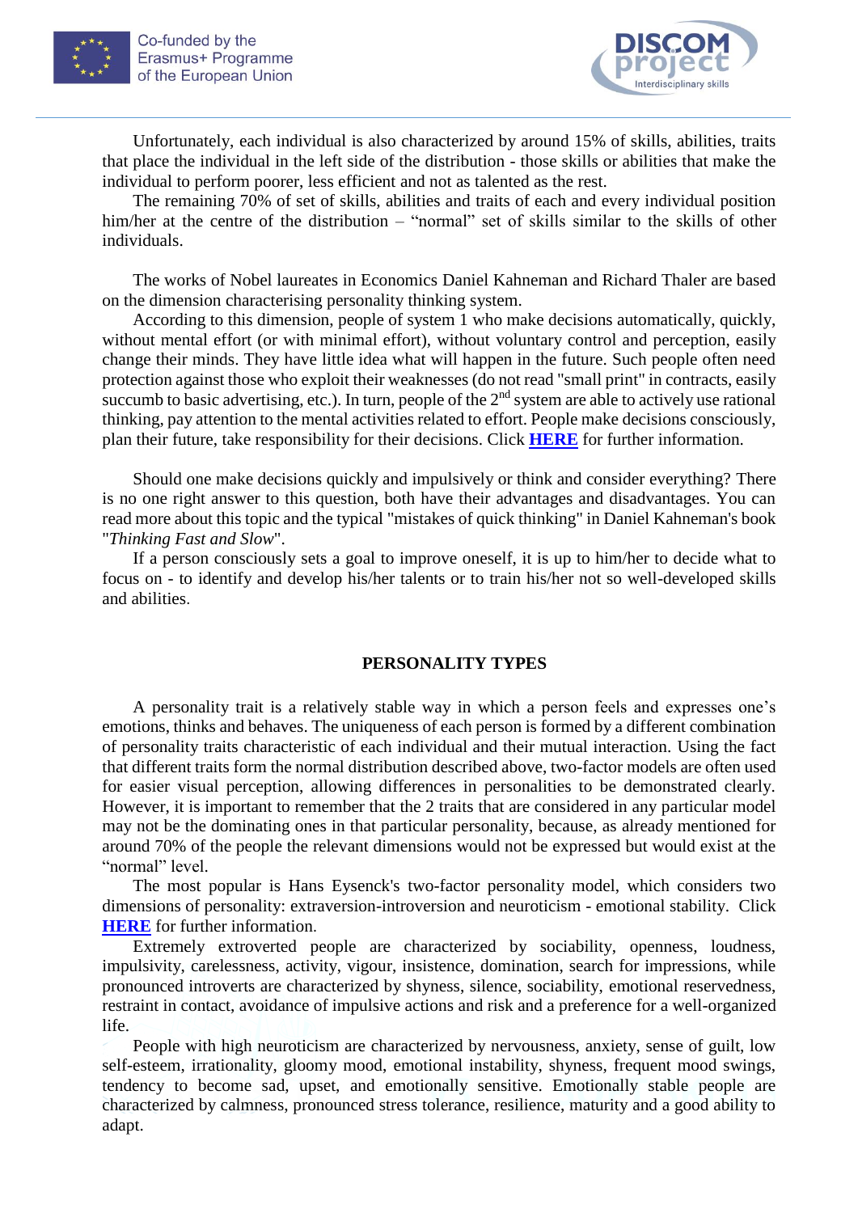Unfortunately, each individual is also characterized by around 15% of skills, abilities, traits that place the individual in the left side of the distribution - those skills or abilities that make the individual to perform poorer, less efficient and not as talented as the rest.

The remaining 70% of set of skills, abilities and traits of each and every individual position him/her at the centre of the distribution – "normal" set of skills similar to the skills of other individuals.

The works of Nobel laureates in Economics Daniel Kahneman and Richard Thaler are based on the dimension characterising personality thinking system.

According to this dimension, people of system 1 who make decisions automatically, quickly, without mental effort (or with minimal effort), without voluntary control and perception, easily change their minds. They have little idea what will happen in the future. Such people often need protection against those who exploit their weaknesses (do not read "small print" in contracts, easily succumb to basic advertising, etc.). In turn, people of the 2[nd] system are able to actively use rational thinking, pay attention to the mental activities related to effort. People make decisions consciously, plan their future, take responsibility for their decisions. Click **HERE** for further information.

Should one make decisions quickly and impulsively or think and consider everything? There is no one right answer to this question, both have their advantages and disadvantages. You can read more about this topic and the typical "mistakes of quick thinking" in Daniel Kahneman's book "*Thinking Fast and Slow*".

If a person consciously sets a goal to improve oneself, it is up to him/her to decide what to focus on - to identify and develop his/her talents or to train his/her not so well-developed skills and abilities.

## PERSONALITY TYPES

A personality trait is a relatively stable way in which a person feels and expresses one's emotions, thinks and behaves. The uniqueness of each person is formed by a different combination of personality traits characteristic of each individual and their mutual interaction. Using the fact that different traits form the normal distribution described above, two-factor models are often used for easier visual perception, allowing differences in personalities to be demonstrated clearly. However, it is important to remember that the 2 traits that are considered in any particular model may not be the dominating ones in that particular personality, because, as already mentioned for around 70% of the people the relevant dimensions would not be expressed but would exist at the "normal" level.

The most popular is Hans Eysenck's two-factor personality model, which considers two dimensions of personality: extraversion-introversion and neuroticism - emotional stability. Click **HERE** for further information.

Extremely extroverted people are characterized by sociability, openness, loudness, impulsivity, carelessness, activity, vigour, insistence, domination, search for impressions, while pronounced introverts are characterized by shyness, silence, sociability, emotional reservedness, restraint in contact, avoidance of impulsive actions and risk and a preference for a well-organized life.

People with high neuroticism are characterized by nervousness, anxiety, sense of guilt, low self-esteem, irrationality, gloomy mood, emotional instability, shyness, frequent mood swings, tendency to become sad, upset, and emotionally sensitive. Emotionally stable people are characterized by calmness, pronounced stress tolerance, resilience, maturity and a good ability to adapt.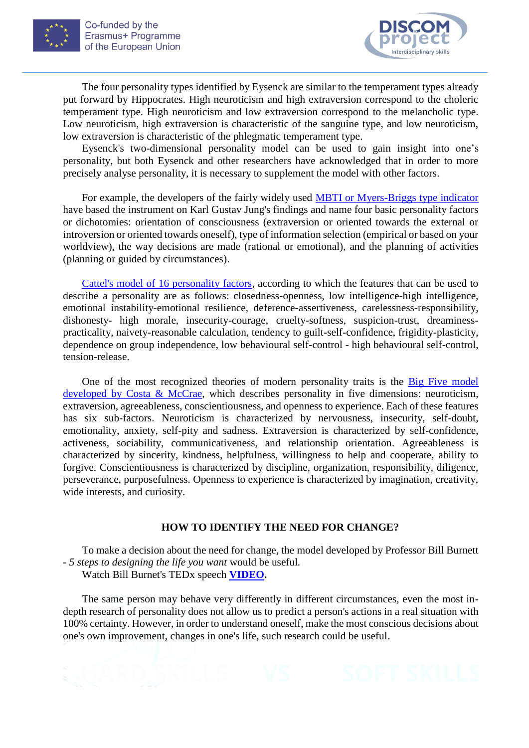The four personality types identified by Eysenck are similar to the temperament types already put forward by Hippocrates. High neuroticism and high extraversion correspond to the choleric temperament type. High neuroticism and low extraversion correspond to the melancholic type. Low neuroticism, high extraversion is characteristic of the sanguine type, and low neuroticism, low extraversion is characteristic of the phlegmatic temperament type.

Eysenck's two-dimensional personality model can be used to gain insight into one's personality, but both Eysenck and other researchers have acknowledged that in order to more precisely analyse personality, it is necessary to supplement the model with other factors.

For example, the developers of the fairly widely used MBTI or Myers-Briggs type indicator have based the instrument on Karl Gustav Jung's findings and name four basic personality factors or dichotomies: orientation of consciousness (extraversion or oriented towards the external or introversion or oriented towards oneself), type of information selection (empirical or based on your worldview), the way decisions are made (rational or emotional), and the planning of activities (planning or guided by circumstances).

Cattel's model of 16 personality factors, according to which the features that can be used to describe a personality are as follows: closedness-openness, low intelligence-high intelligence, emotional instability-emotional resilience, deference-assertiveness, carelessness-responsibility, dishonesty- high morale, insecurity-courage, cruelty-softness, suspicion-trust, dreaminess-practicality, naivety-reasonable calculation, tendency to guilt-self-confidence, frigidity-plasticity, dependence on group independence, low behavioural self-control - high behavioural self-control, tension-release.

One of the most recognized theories of modern personality traits is the Big Five model developed by Costa & McCrae, which describes personality in five dimensions: neuroticism, extraversion, agreeableness, conscientiousness, and openness to experience. Each of these features has six sub-factors. Neuroticism is characterized by nervousness, insecurity, self-doubt, emotionality, anxiety, self-pity and sadness. Extraversion is characterized by self-confidence, activeness, sociability, communicativeness, and relationship orientation. Agreeableness is characterized by sincerity, kindness, helpfulness, willingness to help and cooperate, ability to forgive. Conscientiousness is characterized by discipline, organization, responsibility, diligence, perseverance, purposefulness. Openness to experience is characterized by imagination, creativity, wide interests, and curiosity.

## HOW TO IDENTIFY THE NEED FOR CHANGE?

To make a decision about the need for change, the model developed by Professor Bill Burnett - *5 steps to designing the life you want* would be useful.

Watch Bill Burnet's TEDx speech **VIDEO**.

The same person may behave very differently in different circumstances, even the most in-depth research of personality does not allow us to predict a person's actions in a real situation with 100% certainty. However, in order to understand oneself, make the most conscious decisions about one's own improvement, changes in one's life, such research could be useful.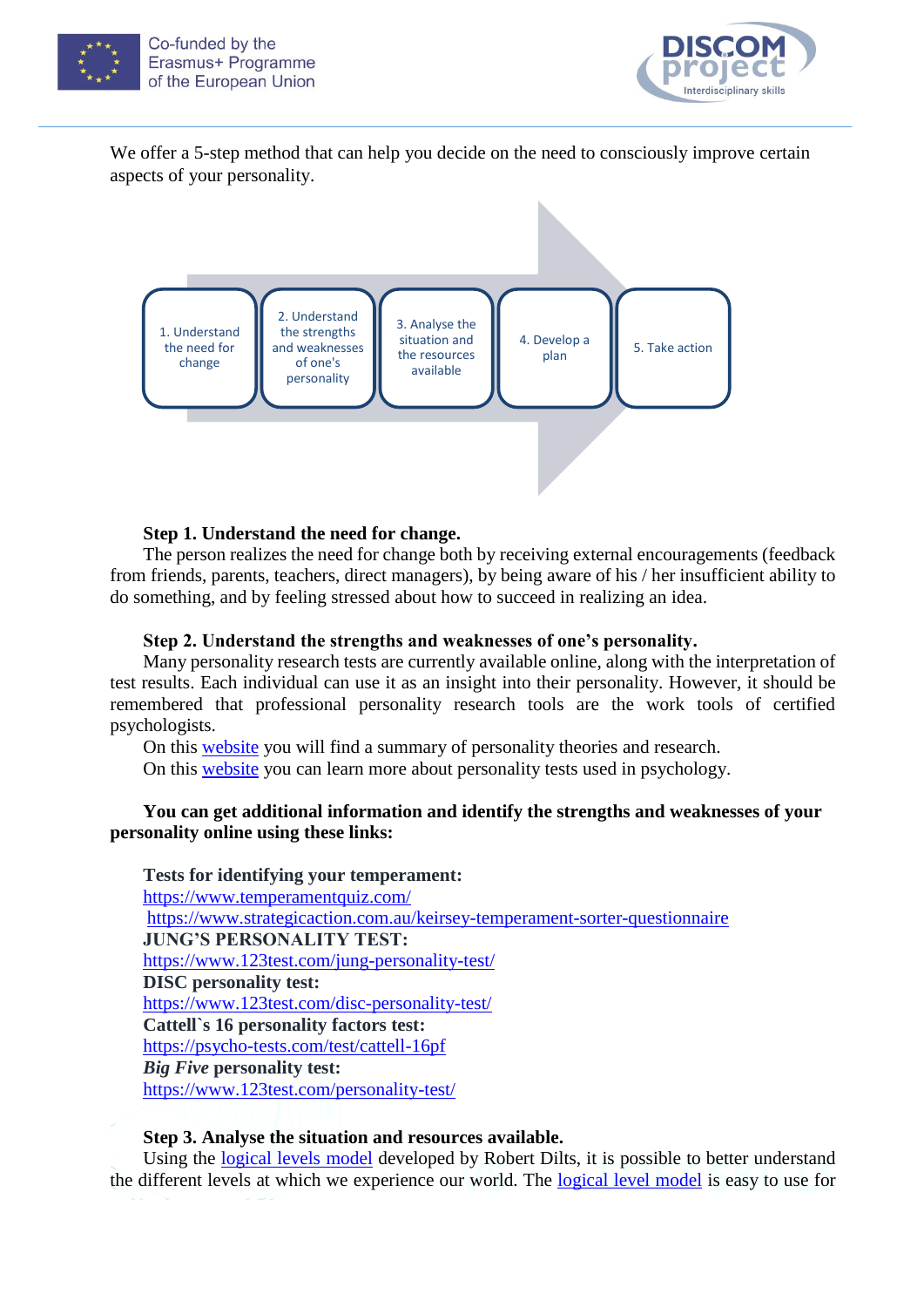We offer a 5-step method that can help you decide on the need to consciously improve certain aspects of your personality.

1. Understand the need for change
2. Understand the strengths and weaknesses of one's personality
3. Analyse the situation and the resources available
4. Develop a plan
5. Take action

**Step 1. Understand the need for change.**

The person realizes the need for change both by receiving external encouragements (feedback from friends, parents, teachers, direct managers), by being aware of his / her insufficient ability to do something, and by feeling stressed about how to succeed in realizing an idea.

**Step 2. Understand the strengths and weaknesses of one's personality.**

Many personality research tests are currently available online, along with the interpretation of test results. Each individual can use it as an insight into their personality. However, it should be remembered that professional personality research tools are the work tools of certified psychologists.

On this website you will find a summary of personality theories and research.

On this website you can learn more about personality tests used in psychology.

**You can get additional information and identify the strengths and weaknesses of your personality online using these links:**

**Tests for identifying your temperament:**
https://www.temperamentquiz.com/
https://www.strategicaction.com.au/keirsey-temperament-sorter-questionnaire
**JUNG'S PERSONALITY TEST:**
https://www.123test.com/jung-personality-test/
**DISC personality test:**
https://www.123test.com/disc-personality-test/
**Cattell`s 16 personality factors test:**
https://psycho-tests.com/test/cattell-16pf
***Big Five* personality test:**
https://www.123test.com/personality-test/

**Step 3. Analyse the situation and resources available.**

Using the logical levels model developed by Robert Dilts, it is possible to better understand the different levels at which we experience our world. The logical level model is easy to use for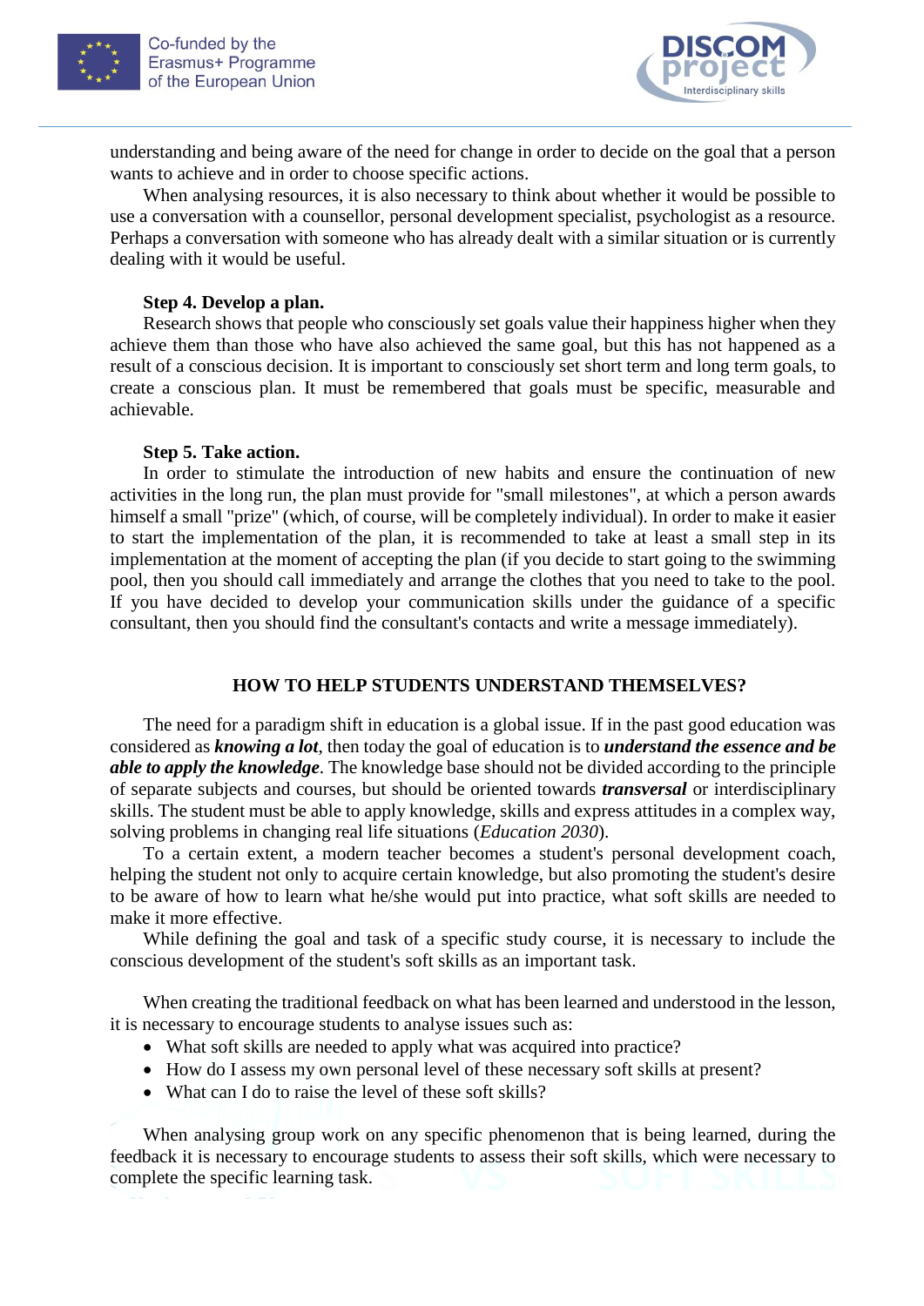understanding and being aware of the need for change in order to decide on the goal that a person wants to achieve and in order to choose specific actions.

When analysing resources, it is also necessary to think about whether it would be possible to use a conversation with a counsellor, personal development specialist, psychologist as a resource. Perhaps a conversation with someone who has already dealt with a similar situation or is currently dealing with it would be useful.

**Step 4. Develop a plan.**

Research shows that people who consciously set goals value their happiness higher when they achieve them than those who have also achieved the same goal, but this has not happened as a result of a conscious decision. It is important to consciously set short term and long term goals, to create a conscious plan. It must be remembered that goals must be specific, measurable and achievable.

**Step 5. Take action.**

In order to stimulate the introduction of new habits and ensure the continuation of new activities in the long run, the plan must provide for "small milestones", at which a person awards himself a small "prize" (which, of course, will be completely individual). In order to make it easier to start the implementation of the plan, it is recommended to take at least a small step in its implementation at the moment of accepting the plan (if you decide to start going to the swimming pool, then you should call immediately and arrange the clothes that you need to take to the pool. If you have decided to develop your communication skills under the guidance of a specific consultant, then you should find the consultant's contacts and write a message immediately).

## HOW TO HELP STUDENTS UNDERSTAND THEMSELVES?

The need for a paradigm shift in education is a global issue. If in the past good education was considered as ***knowing a lot***, then today the goal of education is to ***understand the essence and be able to apply the knowledge***. The knowledge base should not be divided according to the principle of separate subjects and courses, but should be oriented towards ***transversal*** or interdisciplinary skills. The student must be able to apply knowledge, skills and express attitudes in a complex way, solving problems in changing real life situations (*Education 2030*).

To a certain extent, a modern teacher becomes a student's personal development coach, helping the student not only to acquire certain knowledge, but also promoting the student's desire to be aware of how to learn what he/she would put into practice, what soft skills are needed to make it more effective.

While defining the goal and task of a specific study course, it is necessary to include the conscious development of the student's soft skills as an important task.

When creating the traditional feedback on what has been learned and understood in the lesson, it is necessary to encourage students to analyse issues such as:

- What soft skills are needed to apply what was acquired into practice?
- How do I assess my own personal level of these necessary soft skills at present?
- What can I do to raise the level of these soft skills?

When analysing group work on any specific phenomenon that is being learned, during the feedback it is necessary to encourage students to assess their soft skills, which were necessary to complete the specific learning task.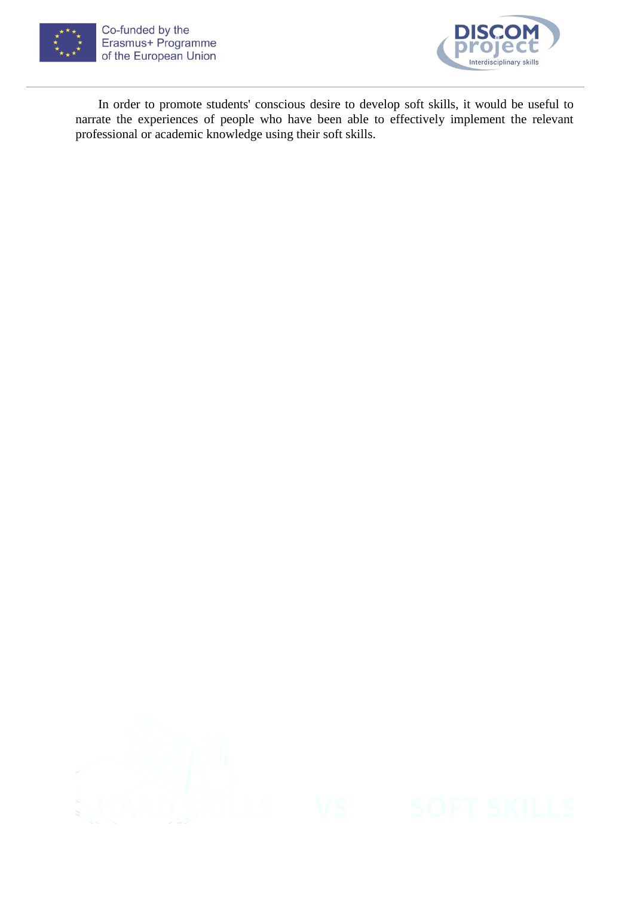In order to promote students' conscious desire to develop soft skills, it would be useful to narrate the experiences of people who have been able to effectively implement the relevant professional or academic knowledge using their soft skills.